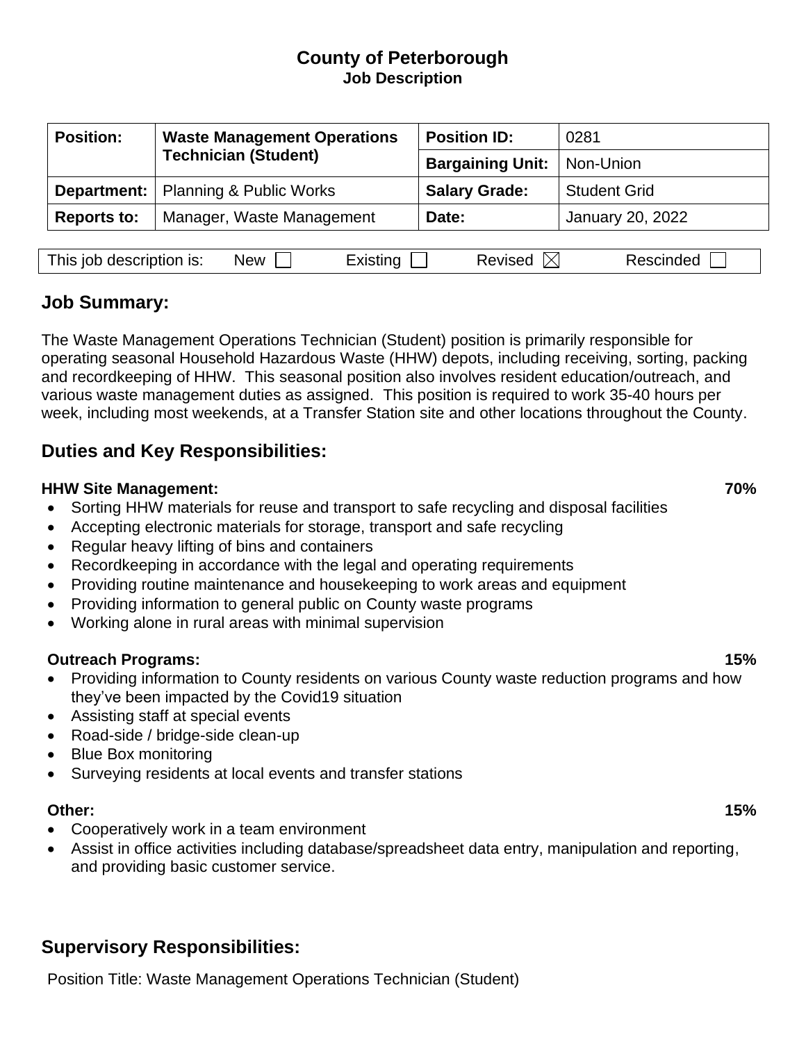# County of Peterborough
## Job Description

| Position: | Waste Management Operations Technician (Student) | Position ID: | 0281 |
|---|---|---|---|
| | | Bargaining Unit: | Non-Union |
| Department: | Planning & Public Works | Salary Grade: | Student Grid |
| Reports to: | Manager, Waste Management | Date: | January 20, 2022 |

This job description is: New ☐ Existing ☐ Revised ☒ Rescinded ☐

## Job Summary:

The Waste Management Operations Technician (Student) position is primarily responsible for operating seasonal Household Hazardous Waste (HHW) depots, including receiving, sorting, packing and recordkeeping of HHW. This seasonal position also involves resident education/outreach, and various waste management duties as assigned. This position is required to work 35-40 hours per week, including most weekends, at a Transfer Station site and other locations throughout the County.

## Duties and Key Responsibilities:

**HHW Site Management:** **70%**

- Sorting HHW materials for reuse and transport to safe recycling and disposal facilities
- Accepting electronic materials for storage, transport and safe recycling
- Regular heavy lifting of bins and containers
- Recordkeeping in accordance with the legal and operating requirements
- Providing routine maintenance and housekeeping to work areas and equipment
- Providing information to general public on County waste programs
- Working alone in rural areas with minimal supervision

**Outreach Programs:** **15%**

- Providing information to County residents on various County waste reduction programs and how they've been impacted by the Covid19 situation
- Assisting staff at special events
- Road-side / bridge-side clean-up
- Blue Box monitoring
- Surveying residents at local events and transfer stations

**Other:** **15%**

- Cooperatively work in a team environment
- Assist in office activities including database/spreadsheet data entry, manipulation and reporting, and providing basic customer service.

## Supervisory Responsibilities: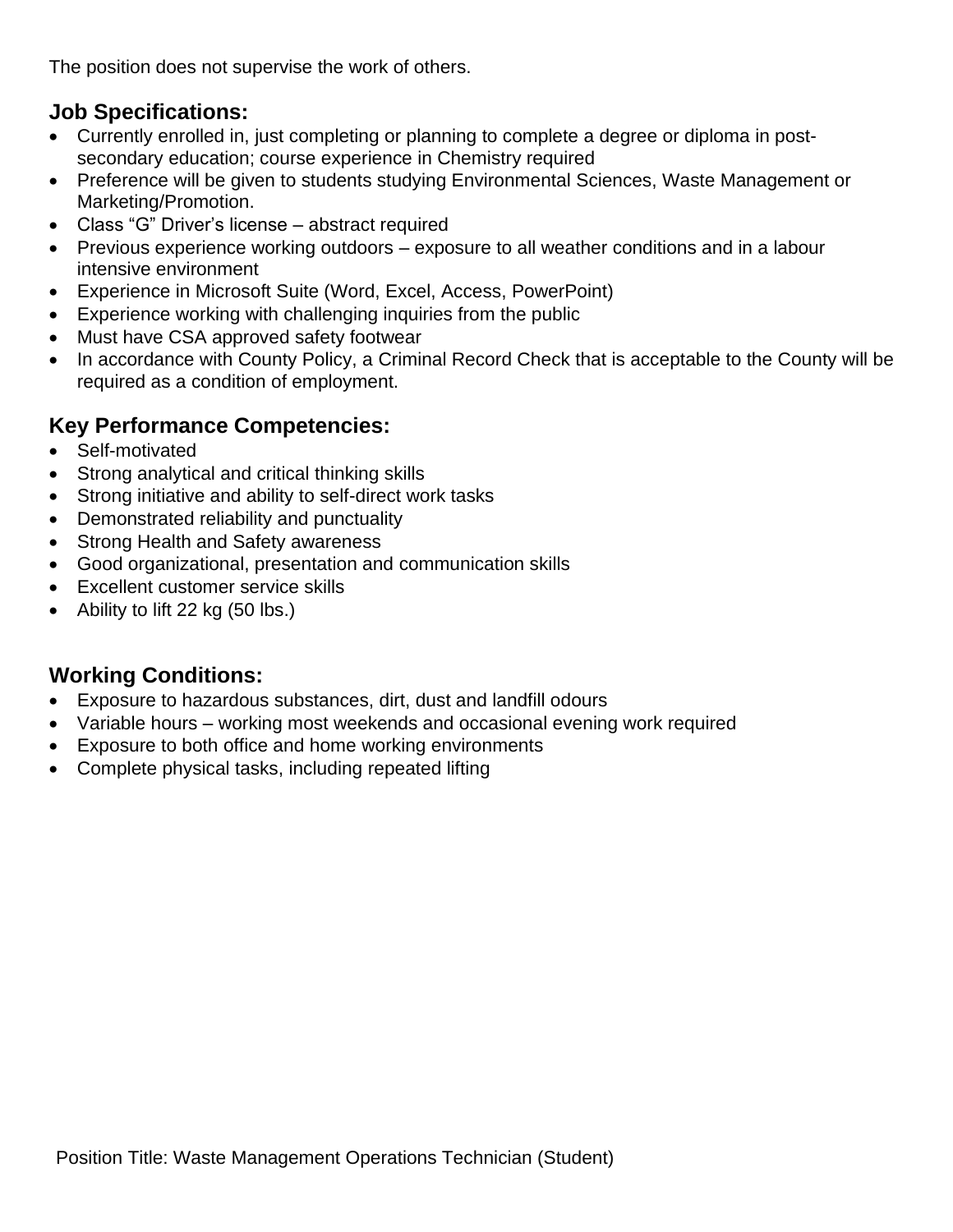The position does not supervise the work of others.

## Job Specifications:

- Currently enrolled in, just completing or planning to complete a degree or diploma in post-secondary education; course experience in Chemistry required
- Preference will be given to students studying Environmental Sciences, Waste Management or Marketing/Promotion.
- Class "G" Driver's license – abstract required
- Previous experience working outdoors – exposure to all weather conditions and in a labour intensive environment
- Experience in Microsoft Suite (Word, Excel, Access, PowerPoint)
- Experience working with challenging inquiries from the public
- Must have CSA approved safety footwear
- In accordance with County Policy, a Criminal Record Check that is acceptable to the County will be required as a condition of employment.

## Key Performance Competencies:

- Self-motivated
- Strong analytical and critical thinking skills
- Strong initiative and ability to self-direct work tasks
- Demonstrated reliability and punctuality
- Strong Health and Safety awareness
- Good organizational, presentation and communication skills
- Excellent customer service skills
- Ability to lift 22 kg (50 lbs.)

## Working Conditions:

- Exposure to hazardous substances, dirt, dust and landfill odours
- Variable hours – working most weekends and occasional evening work required
- Exposure to both office and home working environments
- Complete physical tasks, including repeated lifting